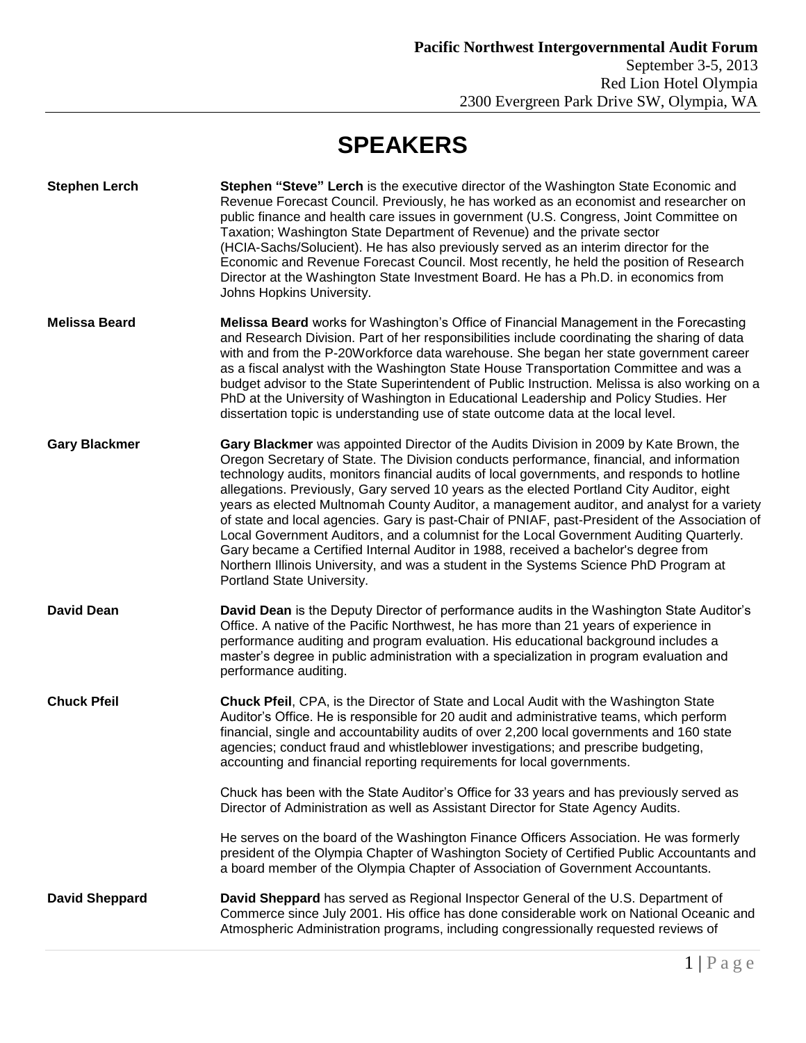**Pacific Northwest Intergovernmental Audit Forum**
September 3-5, 2013
Red Lion Hotel Olympia
2300 Evergreen Park Drive SW, Olympia, WA

# SPEAKERS

**Stephen Lerch**

**Stephen "Steve" Lerch** is the executive director of the Washington State Economic and Revenue Forecast Council. Previously, he has worked as an economist and researcher on public finance and health care issues in government (U.S. Congress, Joint Committee on Taxation; Washington State Department of Revenue) and the private sector (HCIA-Sachs/Solucient). He has also previously served as an interim director for the Economic and Revenue Forecast Council. Most recently, he held the position of Research Director at the Washington State Investment Board. He has a Ph.D. in economics from Johns Hopkins University.

**Melissa Beard**

**Melissa Beard** works for Washington's Office of Financial Management in the Forecasting and Research Division. Part of her responsibilities include coordinating the sharing of data with and from the P-20Workforce data warehouse. She began her state government career as a fiscal analyst with the Washington State House Transportation Committee and was a budget advisor to the State Superintendent of Public Instruction. Melissa is also working on a PhD at the University of Washington in Educational Leadership and Policy Studies. Her dissertation topic is understanding use of state outcome data at the local level.

**Gary Blackmer**

**Gary Blackmer** was appointed Director of the Audits Division in 2009 by Kate Brown, the Oregon Secretary of State. The Division conducts performance, financial, and information technology audits, monitors financial audits of local governments, and responds to hotline allegations. Previously, Gary served 10 years as the elected Portland City Auditor, eight years as elected Multnomah County Auditor, a management auditor, and analyst for a variety of state and local agencies. Gary is past-Chair of PNIAF, past-President of the Association of Local Government Auditors, and a columnist for the Local Government Auditing Quarterly. Gary became a Certified Internal Auditor in 1988, received a bachelor's degree from Northern Illinois University, and was a student in the Systems Science PhD Program at Portland State University.

**David Dean**

**David Dean** is the Deputy Director of performance audits in the Washington State Auditor's Office. A native of the Pacific Northwest, he has more than 21 years of experience in performance auditing and program evaluation. His educational background includes a master's degree in public administration with a specialization in program evaluation and performance auditing.

**Chuck Pfeil**

**Chuck Pfeil**, CPA, is the Director of State and Local Audit with the Washington State Auditor's Office. He is responsible for 20 audit and administrative teams, which perform financial, single and accountability audits of over 2,200 local governments and 160 state agencies; conduct fraud and whistleblower investigations; and prescribe budgeting, accounting and financial reporting requirements for local governments.

Chuck has been with the State Auditor's Office for 33 years and has previously served as Director of Administration as well as Assistant Director for State Agency Audits.

He serves on the board of the Washington Finance Officers Association. He was formerly president of the Olympia Chapter of Washington Society of Certified Public Accountants and a board member of the Olympia Chapter of Association of Government Accountants.

**David Sheppard**

**David Sheppard** has served as Regional Inspector General of the U.S. Department of Commerce since July 2001. His office has done considerable work on National Oceanic and Atmospheric Administration programs, including congressionally requested reviews of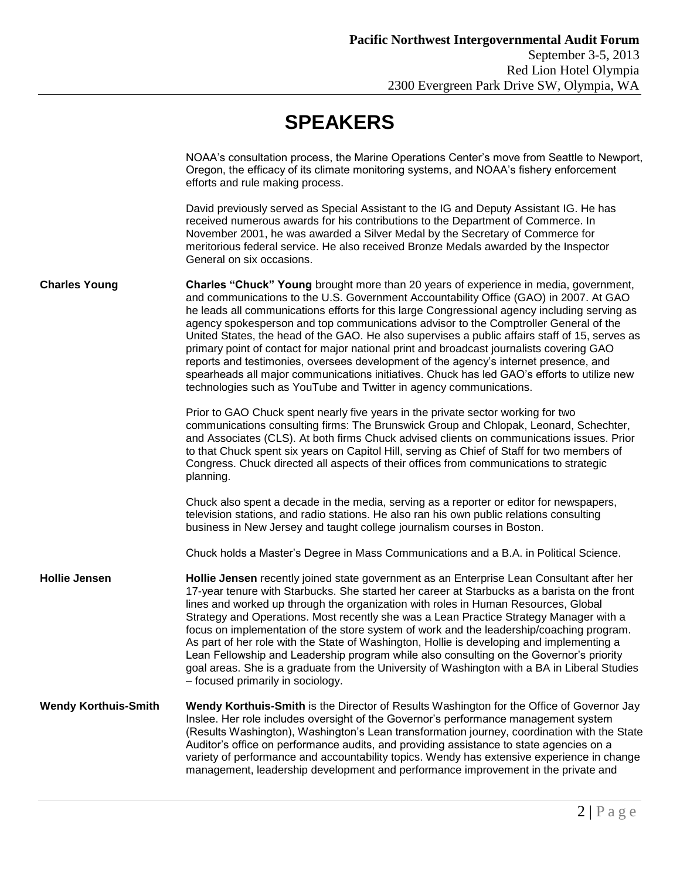# SPEAKERS

NOAA's consultation process, the Marine Operations Center's move from Seattle to Newport, Oregon, the efficacy of its climate monitoring systems, and NOAA's fishery enforcement efforts and rule making process.

David previously served as Special Assistant to the IG and Deputy Assistant IG. He has received numerous awards for his contributions to the Department of Commerce. In November 2001, he was awarded a Silver Medal by the Secretary of Commerce for meritorious federal service. He also received Bronze Medals awarded by the Inspector General on six occasions.

**Charles Young**

**Charles "Chuck" Young** brought more than 20 years of experience in media, government, and communications to the U.S. Government Accountability Office (GAO) in 2007. At GAO he leads all communications efforts for this large Congressional agency including serving as agency spokesperson and top communications advisor to the Comptroller General of the United States, the head of the GAO. He also supervises a public affairs staff of 15, serves as primary point of contact for major national print and broadcast journalists covering GAO reports and testimonies, oversees development of the agency's internet presence, and spearheads all major communications initiatives. Chuck has led GAO's efforts to utilize new technologies such as YouTube and Twitter in agency communications.

Prior to GAO Chuck spent nearly five years in the private sector working for two communications consulting firms: The Brunswick Group and Chlopak, Leonard, Schechter, and Associates (CLS). At both firms Chuck advised clients on communications issues. Prior to that Chuck spent six years on Capitol Hill, serving as Chief of Staff for two members of Congress. Chuck directed all aspects of their offices from communications to strategic planning.

Chuck also spent a decade in the media, serving as a reporter or editor for newspapers, television stations, and radio stations. He also ran his own public relations consulting business in New Jersey and taught college journalism courses in Boston.

Chuck holds a Master's Degree in Mass Communications and a B.A. in Political Science.

**Hollie Jensen**

**Hollie Jensen** recently joined state government as an Enterprise Lean Consultant after her 17-year tenure with Starbucks. She started her career at Starbucks as a barista on the front lines and worked up through the organization with roles in Human Resources, Global Strategy and Operations. Most recently she was a Lean Practice Strategy Manager with a focus on implementation of the store system of work and the leadership/coaching program. As part of her role with the State of Washington, Hollie is developing and implementing a Lean Fellowship and Leadership program while also consulting on the Governor's priority goal areas. She is a graduate from the University of Washington with a BA in Liberal Studies – focused primarily in sociology.

**Wendy Korthuis-Smith**

**Wendy Korthuis-Smith** is the Director of Results Washington for the Office of Governor Jay Inslee. Her role includes oversight of the Governor's performance management system (Results Washington), Washington's Lean transformation journey, coordination with the State Auditor's office on performance audits, and providing assistance to state agencies on a variety of performance and accountability topics. Wendy has extensive experience in change management, leadership development and performance improvement in the private and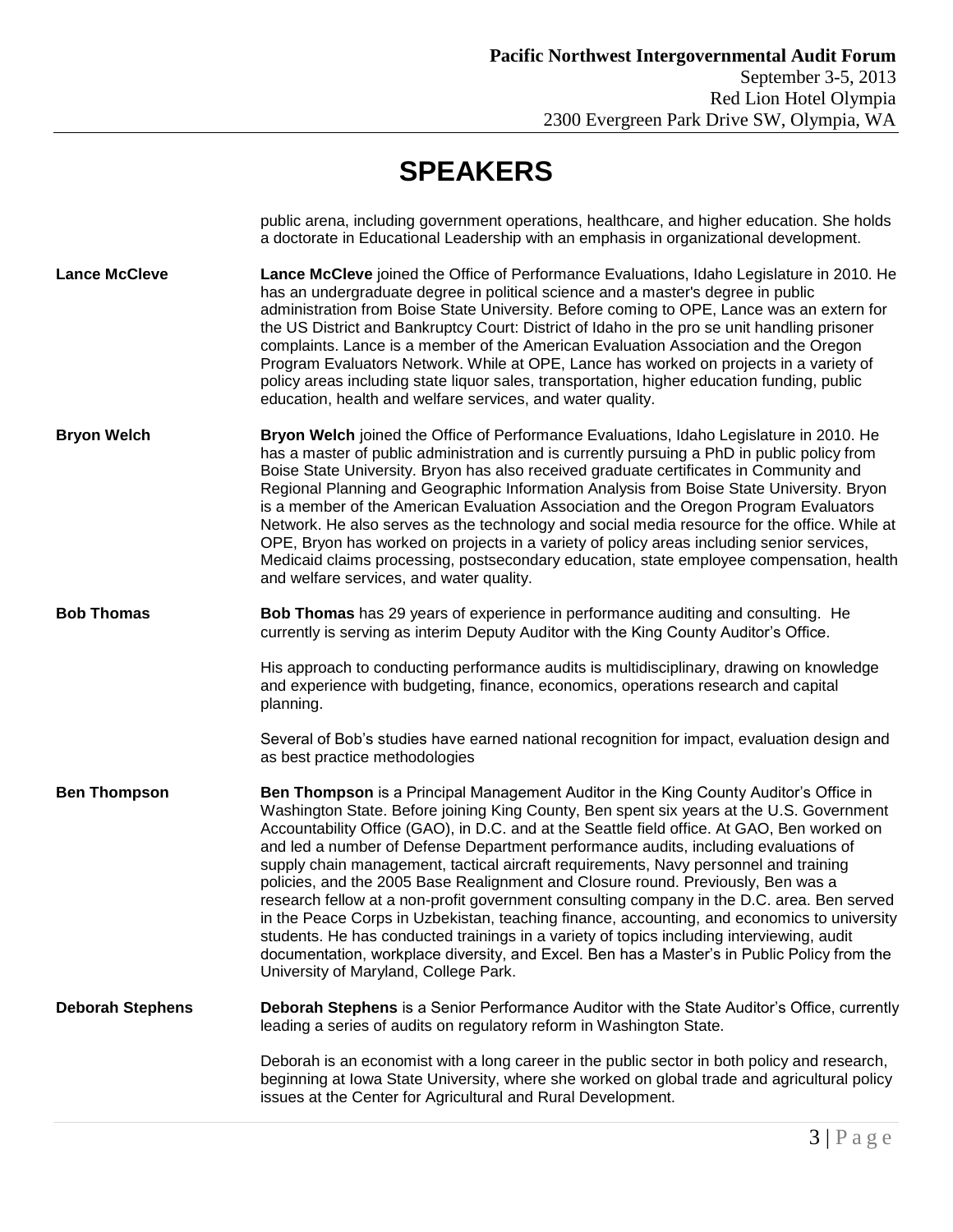# SPEAKERS

public arena, including government operations, healthcare, and higher education. She holds a doctorate in Educational Leadership with an emphasis in organizational development.

**Lance McCleve**

**Lance McCleve** joined the Office of Performance Evaluations, Idaho Legislature in 2010. He has an undergraduate degree in political science and a master's degree in public administration from Boise State University. Before coming to OPE, Lance was an extern for the US District and Bankruptcy Court: District of Idaho in the pro se unit handling prisoner complaints. Lance is a member of the American Evaluation Association and the Oregon Program Evaluators Network. While at OPE, Lance has worked on projects in a variety of policy areas including state liquor sales, transportation, higher education funding, public education, health and welfare services, and water quality.

**Bryon Welch**

**Bryon Welch** joined the Office of Performance Evaluations, Idaho Legislature in 2010. He has a master of public administration and is currently pursuing a PhD in public policy from Boise State University. Bryon has also received graduate certificates in Community and Regional Planning and Geographic Information Analysis from Boise State University. Bryon is a member of the American Evaluation Association and the Oregon Program Evaluators Network. He also serves as the technology and social media resource for the office. While at OPE, Bryon has worked on projects in a variety of policy areas including senior services, Medicaid claims processing, postsecondary education, state employee compensation, health and welfare services, and water quality.

**Bob Thomas**

**Bob Thomas** has 29 years of experience in performance auditing and consulting. He currently is serving as interim Deputy Auditor with the King County Auditor's Office.

His approach to conducting performance audits is multidisciplinary, drawing on knowledge and experience with budgeting, finance, economics, operations research and capital planning.

Several of Bob's studies have earned national recognition for impact, evaluation design and as best practice methodologies

**Ben Thompson**

**Ben Thompson** is a Principal Management Auditor in the King County Auditor's Office in Washington State. Before joining King County, Ben spent six years at the U.S. Government Accountability Office (GAO), in D.C. and at the Seattle field office. At GAO, Ben worked on and led a number of Defense Department performance audits, including evaluations of supply chain management, tactical aircraft requirements, Navy personnel and training policies, and the 2005 Base Realignment and Closure round. Previously, Ben was a research fellow at a non-profit government consulting company in the D.C. area. Ben served in the Peace Corps in Uzbekistan, teaching finance, accounting, and economics to university students. He has conducted trainings in a variety of topics including interviewing, audit documentation, workplace diversity, and Excel. Ben has a Master's in Public Policy from the University of Maryland, College Park.

**Deborah Stephens**

**Deborah Stephens** is a Senior Performance Auditor with the State Auditor's Office, currently leading a series of audits on regulatory reform in Washington State.

Deborah is an economist with a long career in the public sector in both policy and research, beginning at Iowa State University, where she worked on global trade and agricultural policy issues at the Center for Agricultural and Rural Development.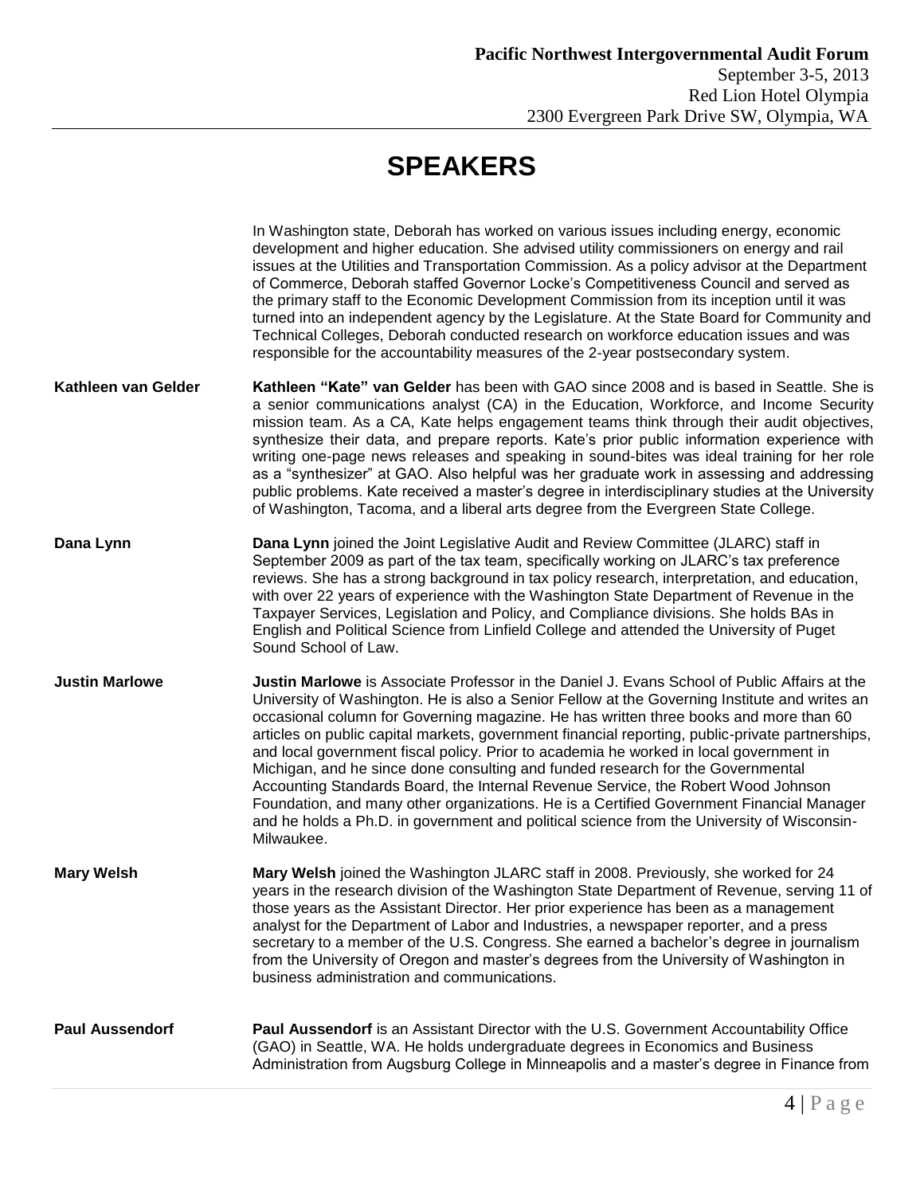# SPEAKERS

In Washington state, Deborah has worked on various issues including energy, economic development and higher education. She advised utility commissioners on energy and rail issues at the Utilities and Transportation Commission. As a policy advisor at the Department of Commerce, Deborah staffed Governor Locke's Competitiveness Council and served as the primary staff to the Economic Development Commission from its inception until it was turned into an independent agency by the Legislature. At the State Board for Community and Technical Colleges, Deborah conducted research on workforce education issues and was responsible for the accountability measures of the 2-year postsecondary system.

**Kathleen van Gelder**

**Kathleen "Kate" van Gelder** has been with GAO since 2008 and is based in Seattle. She is a senior communications analyst (CA) in the Education, Workforce, and Income Security mission team. As a CA, Kate helps engagement teams think through their audit objectives, synthesize their data, and prepare reports. Kate's prior public information experience with writing one-page news releases and speaking in sound-bites was ideal training for her role as a "synthesizer" at GAO. Also helpful was her graduate work in assessing and addressing public problems. Kate received a master's degree in interdisciplinary studies at the University of Washington, Tacoma, and a liberal arts degree from the Evergreen State College.

**Dana Lynn**

**Dana Lynn** joined the Joint Legislative Audit and Review Committee (JLARC) staff in September 2009 as part of the tax team, specifically working on JLARC's tax preference reviews. She has a strong background in tax policy research, interpretation, and education, with over 22 years of experience with the Washington State Department of Revenue in the Taxpayer Services, Legislation and Policy, and Compliance divisions. She holds BAs in English and Political Science from Linfield College and attended the University of Puget Sound School of Law.

**Justin Marlowe**

**Justin Marlowe** is Associate Professor in the Daniel J. Evans School of Public Affairs at the University of Washington. He is also a Senior Fellow at the Governing Institute and writes an occasional column for Governing magazine. He has written three books and more than 60 articles on public capital markets, government financial reporting, public-private partnerships, and local government fiscal policy. Prior to academia he worked in local government in Michigan, and he since done consulting and funded research for the Governmental Accounting Standards Board, the Internal Revenue Service, the Robert Wood Johnson Foundation, and many other organizations. He is a Certified Government Financial Manager and he holds a Ph.D. in government and political science from the University of Wisconsin-Milwaukee.

**Mary Welsh**

**Mary Welsh** joined the Washington JLARC staff in 2008. Previously, she worked for 24 years in the research division of the Washington State Department of Revenue, serving 11 of those years as the Assistant Director. Her prior experience has been as a management analyst for the Department of Labor and Industries, a newspaper reporter, and a press secretary to a member of the U.S. Congress. She earned a bachelor's degree in journalism from the University of Oregon and master's degrees from the University of Washington in business administration and communications.

**Paul Aussendorf**

**Paul Aussendorf** is an Assistant Director with the U.S. Government Accountability Office (GAO) in Seattle, WA. He holds undergraduate degrees in Economics and Business Administration from Augsburg College in Minneapolis and a master's degree in Finance from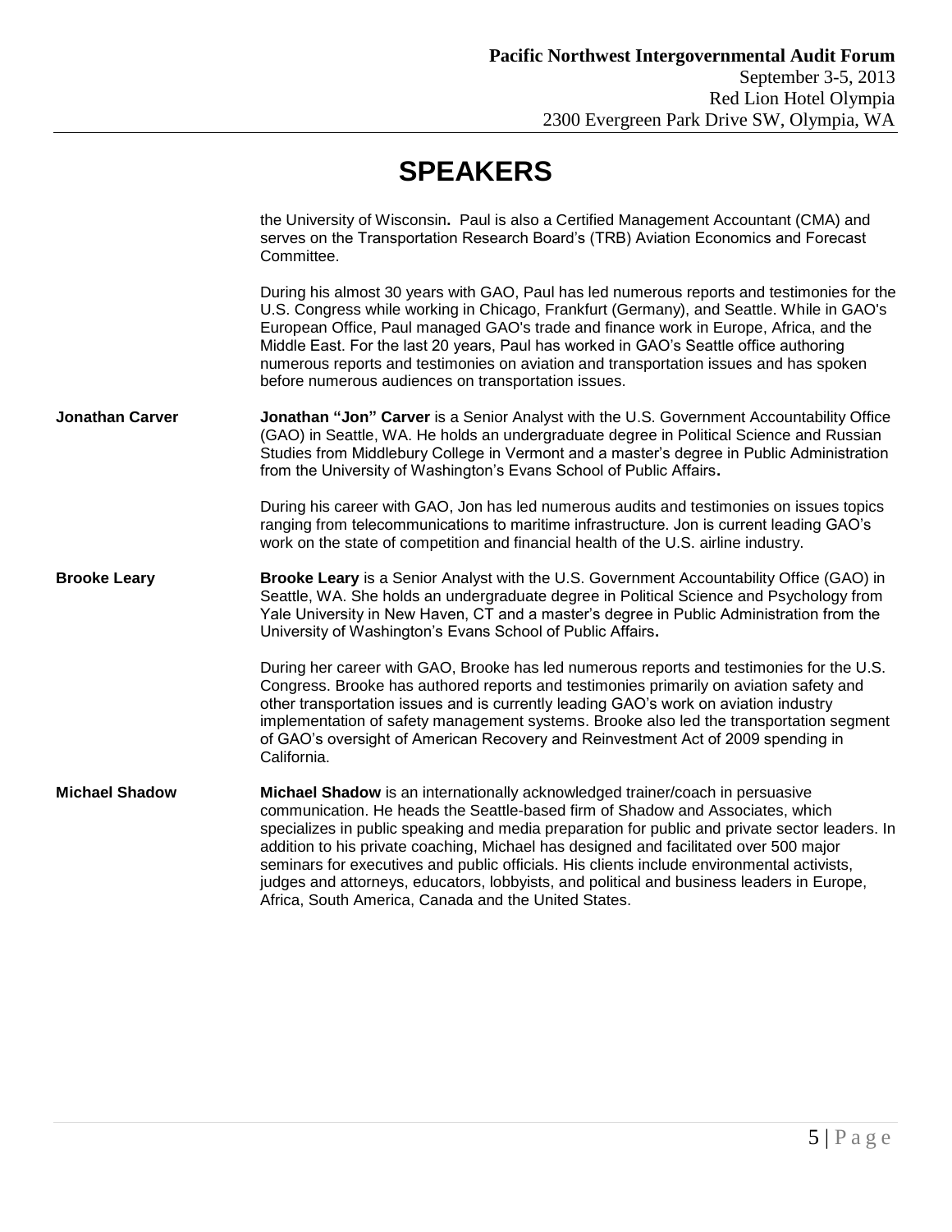# SPEAKERS

the University of Wisconsin**.** Paul is also a Certified Management Accountant (CMA) and serves on the Transportation Research Board's (TRB) Aviation Economics and Forecast Committee.

During his almost 30 years with GAO, Paul has led numerous reports and testimonies for the U.S. Congress while working in Chicago, Frankfurt (Germany), and Seattle. While in GAO's European Office, Paul managed GAO's trade and finance work in Europe, Africa, and the Middle East. For the last 20 years, Paul has worked in GAO's Seattle office authoring numerous reports and testimonies on aviation and transportation issues and has spoken before numerous audiences on transportation issues.

**Jonathan Carver**

**Jonathan "Jon" Carver** is a Senior Analyst with the U.S. Government Accountability Office (GAO) in Seattle, WA. He holds an undergraduate degree in Political Science and Russian Studies from Middlebury College in Vermont and a master's degree in Public Administration from the University of Washington's Evans School of Public Affairs**.**

During his career with GAO, Jon has led numerous audits and testimonies on issues topics ranging from telecommunications to maritime infrastructure. Jon is current leading GAO's work on the state of competition and financial health of the U.S. airline industry.

**Brooke Leary**

**Brooke Leary** is a Senior Analyst with the U.S. Government Accountability Office (GAO) in Seattle, WA. She holds an undergraduate degree in Political Science and Psychology from Yale University in New Haven, CT and a master's degree in Public Administration from the University of Washington's Evans School of Public Affairs**.**

During her career with GAO, Brooke has led numerous reports and testimonies for the U.S. Congress. Brooke has authored reports and testimonies primarily on aviation safety and other transportation issues and is currently leading GAO's work on aviation industry implementation of safety management systems. Brooke also led the transportation segment of GAO's oversight of American Recovery and Reinvestment Act of 2009 spending in California.

**Michael Shadow**

**Michael Shadow** is an internationally acknowledged trainer/coach in persuasive communication. He heads the Seattle-based firm of Shadow and Associates, which specializes in public speaking and media preparation for public and private sector leaders. In addition to his private coaching, Michael has designed and facilitated over 500 major seminars for executives and public officials. His clients include environmental activists, judges and attorneys, educators, lobbyists, and political and business leaders in Europe, Africa, South America, Canada and the United States.